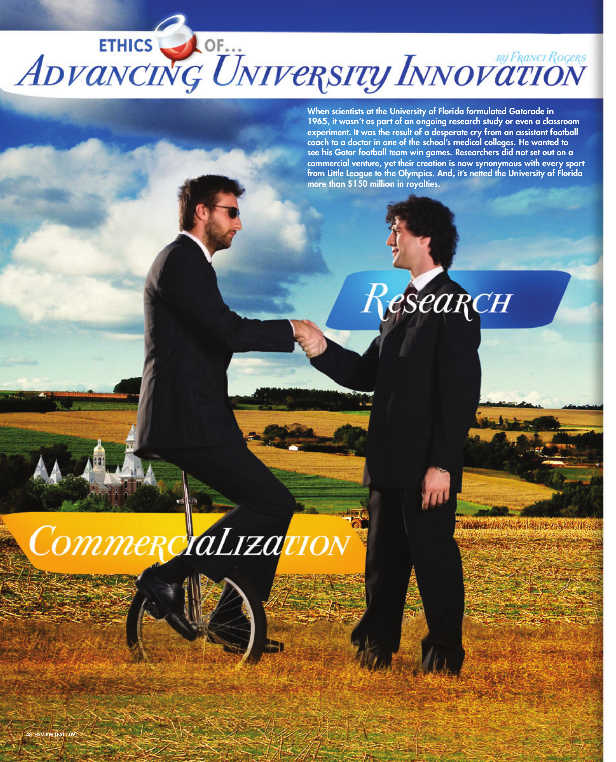# ETHICS OF... Advancing University Innovation

BY FRANCI ROGERS

When scientists at the University of Florida formulated Gatorade in 1965, it wasn't as part of an ongoing research study or even a classroom experiment. It was the result of a desperate cry from an assistant football coach to a doctor in one of the school's medical colleges. He wanted to see his Gator football team win games. Researchers did not set out on a commercial venture, yet their creation is now synonymous with every sport from Little League to the Olympics. And, it's netted the University of Florida more than $150 million in royalties.

Research

Commercialization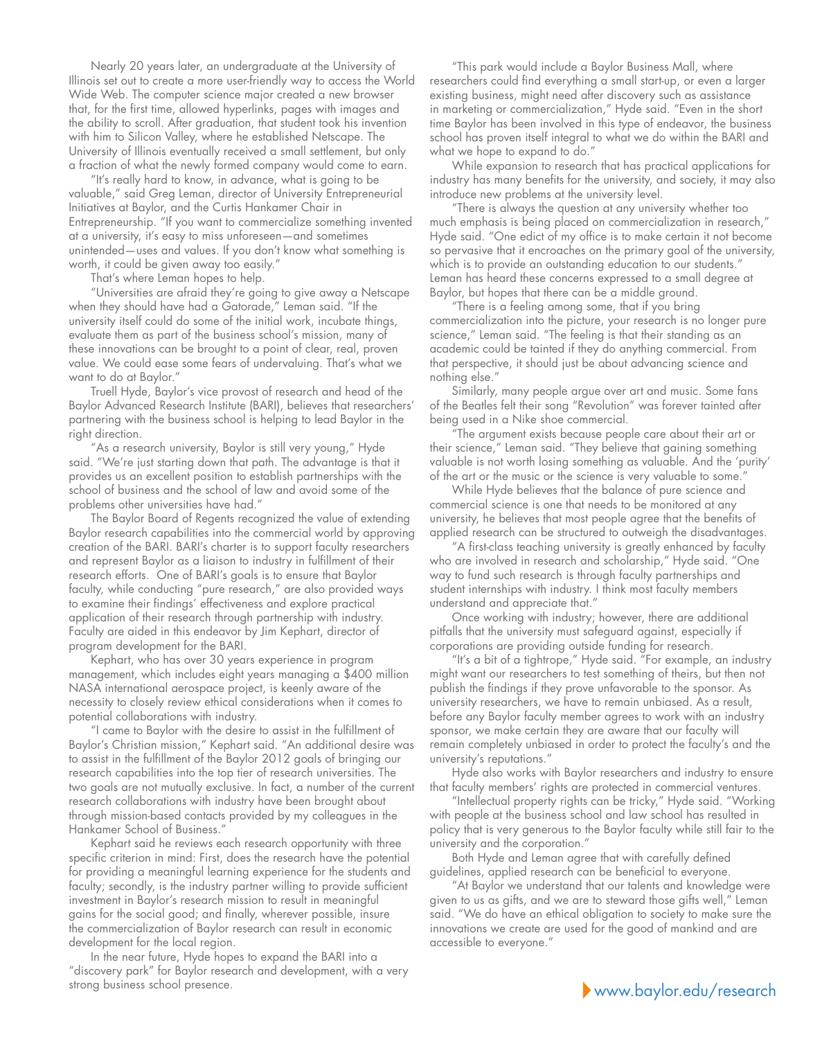Nearly 20 years later, an undergraduate at the University of Illinois set out to create a more user-friendly way to access the World Wide Web. The computer science major created a new browser that, for the first time, allowed hyperlinks, pages with images and the ability to scroll. After graduation, that student took his invention with him to Silicon Valley, where he established Netscape. The University of Illinois eventually received a small settlement, but only a fraction of what the newly formed company would come to earn.

"It's really hard to know, in advance, what is going to be valuable," said Greg Leman, director of University Entrepreneurial Initiatives at Baylor, and the Curtis Hankamer Chair in Entrepreneurship. "If you want to commercialize something invented at a university, it's easy to miss unforeseen—and sometimes unintended—uses and values. If you don't know what something is worth, it could be given away too easily."

That's where Leman hopes to help.

"Universities are afraid they're going to give away a Netscape when they should have had a Gatorade," Leman said. "If the university itself could do some of the initial work, incubate things, evaluate them as part of the business school's mission, many of these innovations can be brought to a point of clear, real, proven value. We could ease some fears of undervaluing. That's what we want to do at Baylor."

Truell Hyde, Baylor's vice provost of research and head of the Baylor Advanced Research Institute (BARI), believes that researchers' partnering with the business school is helping to lead Baylor in the right direction.

"As a research university, Baylor is still very young," Hyde said. "We're just starting down that path. The advantage is that it provides us an excellent position to establish partnerships with the school of business and the school of law and avoid some of the problems other universities have had."

The Baylor Board of Regents recognized the value of extending Baylor research capabilities into the commercial world by approving creation of the BARI. BARI's charter is to support faculty researchers and represent Baylor as a liaison to industry in fulfillment of their research efforts. One of BARI's goals is to ensure that Baylor faculty, while conducting "pure research," are also provided ways to examine their findings' effectiveness and explore practical application of their research through partnership with industry. Faculty are aided in this endeavor by Jim Kephart, director of program development for the BARI.

Kephart, who has over 30 years experience in program management, which includes eight years managing a $400 million NASA international aerospace project, is keenly aware of the necessity to closely review ethical considerations when it comes to potential collaborations with industry.

"I came to Baylor with the desire to assist in the fulfillment of Baylor's Christian mission," Kephart said. "An additional desire was to assist in the fulfillment of the Baylor 2012 goals of bringing our research capabilities into the top tier of research universities. The two goals are not mutually exclusive. In fact, a number of the current research collaborations with industry have been brought about through mission-based contacts provided by my colleagues in the Hankamer School of Business."

Kephart said he reviews each research opportunity with three specific criterion in mind: First, does the research have the potential for providing a meaningful learning experience for the students and faculty; secondly, is the industry partner willing to provide sufficient investment in Baylor's research mission to result in meaningful gains for the social good; and finally, wherever possible, insure the commercialization of Baylor research can result in economic development for the local region.

In the near future, Hyde hopes to expand the BARI into a "discovery park" for Baylor research and development, with a very strong business school presence.

"This park would include a Baylor Business Mall, where researchers could find everything a small start-up, or even a larger existing business, might need after discovery such as assistance in marketing or commercialization," Hyde said. "Even in the short time Baylor has been involved in this type of endeavor, the business school has proven itself integral to what we do within the BARI and what we hope to expand to do."

While expansion to research that has practical applications for industry has many benefits for the university, and society, it may also introduce new problems at the university level.

"There is always the question at any university whether too much emphasis is being placed on commercialization in research," Hyde said. "One edict of my office is to make certain it not become so pervasive that it encroaches on the primary goal of the university, which is to provide an outstanding education to our students." Leman has heard these concerns expressed to a small degree at Baylor, but hopes that there can be a middle ground.

"There is a feeling among some, that if you bring commercialization into the picture, your research is no longer pure science," Leman said. "The feeling is that their standing as an academic could be tainted if they do anything commercial. From that perspective, it should just be about advancing science and nothing else."

Similarly, many people argue over art and music. Some fans of the Beatles felt their song "Revolution" was forever tainted after being used in a Nike shoe commercial.

"The argument exists because people care about their art or their science," Leman said. "They believe that gaining something valuable is not worth losing something as valuable. And the 'purity' of the art or the music or the science is very valuable to some."

While Hyde believes that the balance of pure science and commercial science is one that needs to be monitored at any university, he believes that most people agree that the benefits of applied research can be structured to outweigh the disadvantages.

"A first-class teaching university is greatly enhanced by faculty who are involved in research and scholarship," Hyde said. "One way to fund such research is through faculty partnerships and student internships with industry. I think most faculty members understand and appreciate that."

Once working with industry; however, there are additional pitfalls that the university must safeguard against, especially if corporations are providing outside funding for research.

"It's a bit of a tightrope," Hyde said. "For example, an industry might want our researchers to test something of theirs, but then not publish the findings if they prove unfavorable to the sponsor. As university researchers, we have to remain unbiased. As a result, before any Baylor faculty member agrees to work with an industry sponsor, we make certain they are aware that our faculty will remain completely unbiased in order to protect the faculty's and the university's reputations."

Hyde also works with Baylor researchers and industry to ensure that faculty members' rights are protected in commercial ventures.

"Intellectual property rights can be tricky," Hyde said. "Working with people at the business school and law school has resulted in policy that is very generous to the Baylor faculty while still fair to the university and the corporation."

Both Hyde and Leman agree that with carefully defined guidelines, applied research can be beneficial to everyone.

"At Baylor we understand that our talents and knowledge were given to us as gifts, and we are to steward those gifts well," Leman said. "We do have an ethical obligation to society to make sure the innovations we create are used for the good of mankind and are accessible to everyone."

www.baylor.edu/research